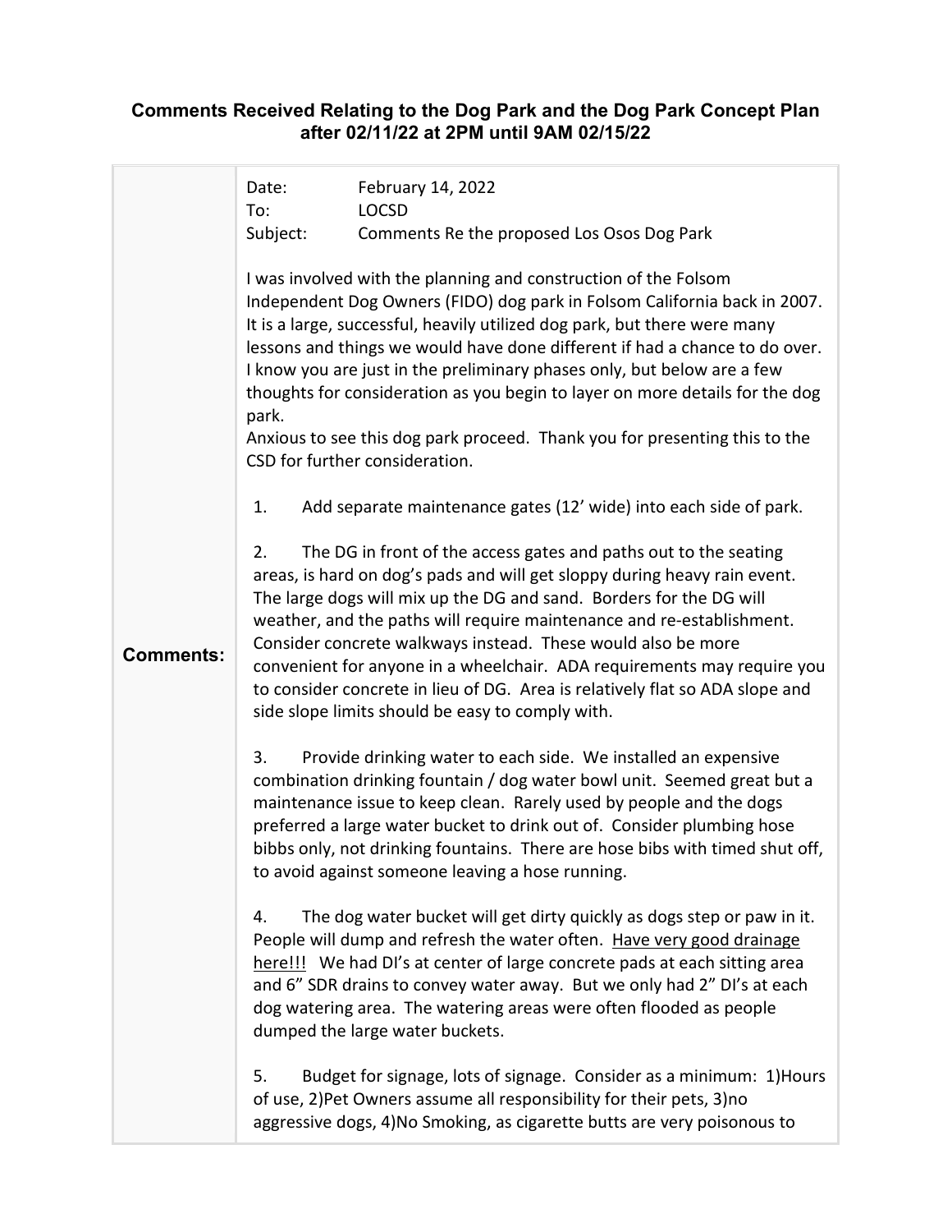# Comments Received Relating to the Dog Park and the Dog Park Concept Plan after 02/11/22 at 2PM until 9AM 02/15/22

**Comments:**

Date: February 14, 2022
To: LOCSD
Subject: Comments Re the proposed Los Osos Dog Park

I was involved with the planning and construction of the Folsom Independent Dog Owners (FIDO) dog park in Folsom California back in 2007. It is a large, successful, heavily utilized dog park, but there were many lessons and things we would have done different if had a chance to do over. I know you are just in the preliminary phases only, but below are a few thoughts for consideration as you begin to layer on more details for the dog park.
Anxious to see this dog park proceed. Thank you for presenting this to the CSD for further consideration.

1. Add separate maintenance gates (12' wide) into each side of park.

2. The DG in front of the access gates and paths out to the seating areas, is hard on dog's pads and will get sloppy during heavy rain event. The large dogs will mix up the DG and sand. Borders for the DG will weather, and the paths will require maintenance and re-establishment. Consider concrete walkways instead. These would also be more convenient for anyone in a wheelchair. ADA requirements may require you to consider concrete in lieu of DG. Area is relatively flat so ADA slope and side slope limits should be easy to comply with.

3. Provide drinking water to each side. We installed an expensive combination drinking fountain / dog water bowl unit. Seemed great but a maintenance issue to keep clean. Rarely used by people and the dogs preferred a large water bucket to drink out of. Consider plumbing hose bibbs only, not drinking fountains. There are hose bibs with timed shut off, to avoid against someone leaving a hose running.

4. The dog water bucket will get dirty quickly as dogs step or paw in it. People will dump and refresh the water often. Have very good drainage here!!! We had DI's at center of large concrete pads at each sitting area and 6" SDR drains to convey water away. But we only had 2" DI's at each dog watering area. The watering areas were often flooded as people dumped the large water buckets.

5. Budget for signage, lots of signage. Consider as a minimum: 1)Hours of use, 2)Pet Owners assume all responsibility for their pets, 3)no aggressive dogs, 4)No Smoking, as cigarette butts are very poisonous to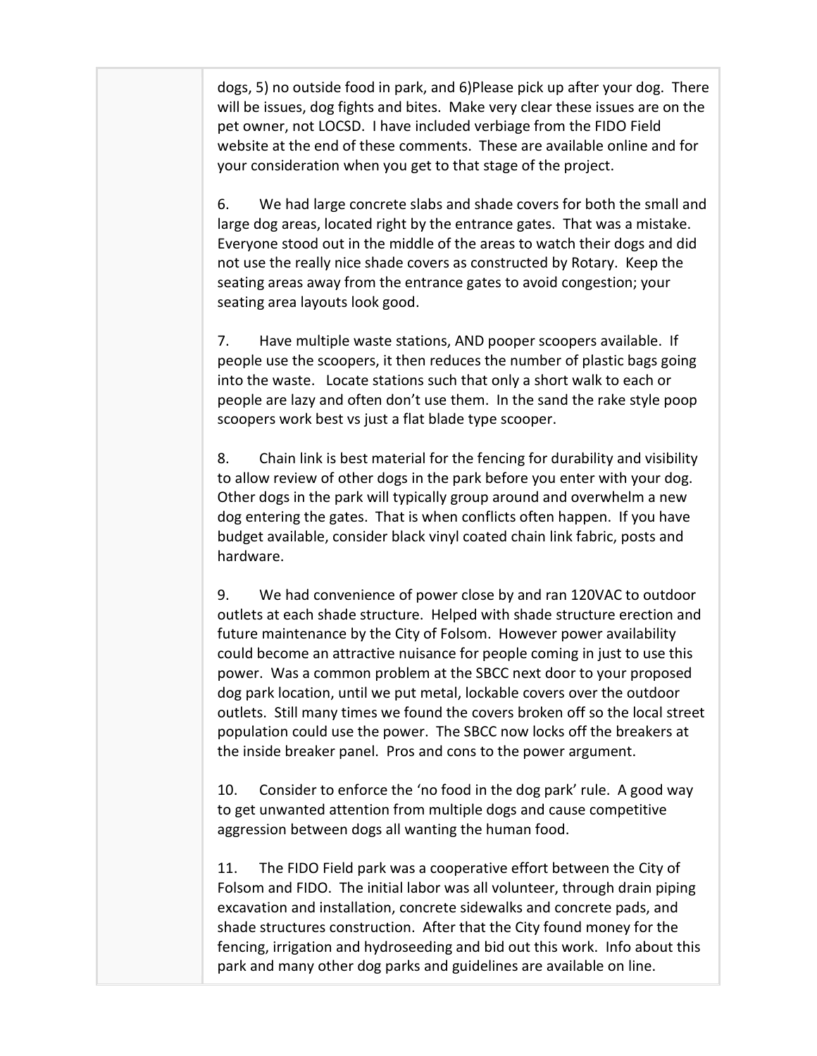dogs, 5) no outside food in park, and 6)Please pick up after your dog. There will be issues, dog fights and bites. Make very clear these issues are on the pet owner, not LOCSD. I have included verbiage from the FIDO Field website at the end of these comments. These are available online and for your consideration when you get to that stage of the project.

6. We had large concrete slabs and shade covers for both the small and large dog areas, located right by the entrance gates. That was a mistake. Everyone stood out in the middle of the areas to watch their dogs and did not use the really nice shade covers as constructed by Rotary. Keep the seating areas away from the entrance gates to avoid congestion; your seating area layouts look good.

7. Have multiple waste stations, AND pooper scoopers available. If people use the scoopers, it then reduces the number of plastic bags going into the waste. Locate stations such that only a short walk to each or people are lazy and often don't use them. In the sand the rake style poop scoopers work best vs just a flat blade type scooper.

8. Chain link is best material for the fencing for durability and visibility to allow review of other dogs in the park before you enter with your dog. Other dogs in the park will typically group around and overwhelm a new dog entering the gates. That is when conflicts often happen. If you have budget available, consider black vinyl coated chain link fabric, posts and hardware.

9. We had convenience of power close by and ran 120VAC to outdoor outlets at each shade structure. Helped with shade structure erection and future maintenance by the City of Folsom. However power availability could become an attractive nuisance for people coming in just to use this power. Was a common problem at the SBCC next door to your proposed dog park location, until we put metal, lockable covers over the outdoor outlets. Still many times we found the covers broken off so the local street population could use the power. The SBCC now locks off the breakers at the inside breaker panel. Pros and cons to the power argument.

10. Consider to enforce the 'no food in the dog park' rule. A good way to get unwanted attention from multiple dogs and cause competitive aggression between dogs all wanting the human food.

11. The FIDO Field park was a cooperative effort between the City of Folsom and FIDO. The initial labor was all volunteer, through drain piping excavation and installation, concrete sidewalks and concrete pads, and shade structures construction. After that the City found money for the fencing, irrigation and hydroseeding and bid out this work. Info about this park and many other dog parks and guidelines are available on line.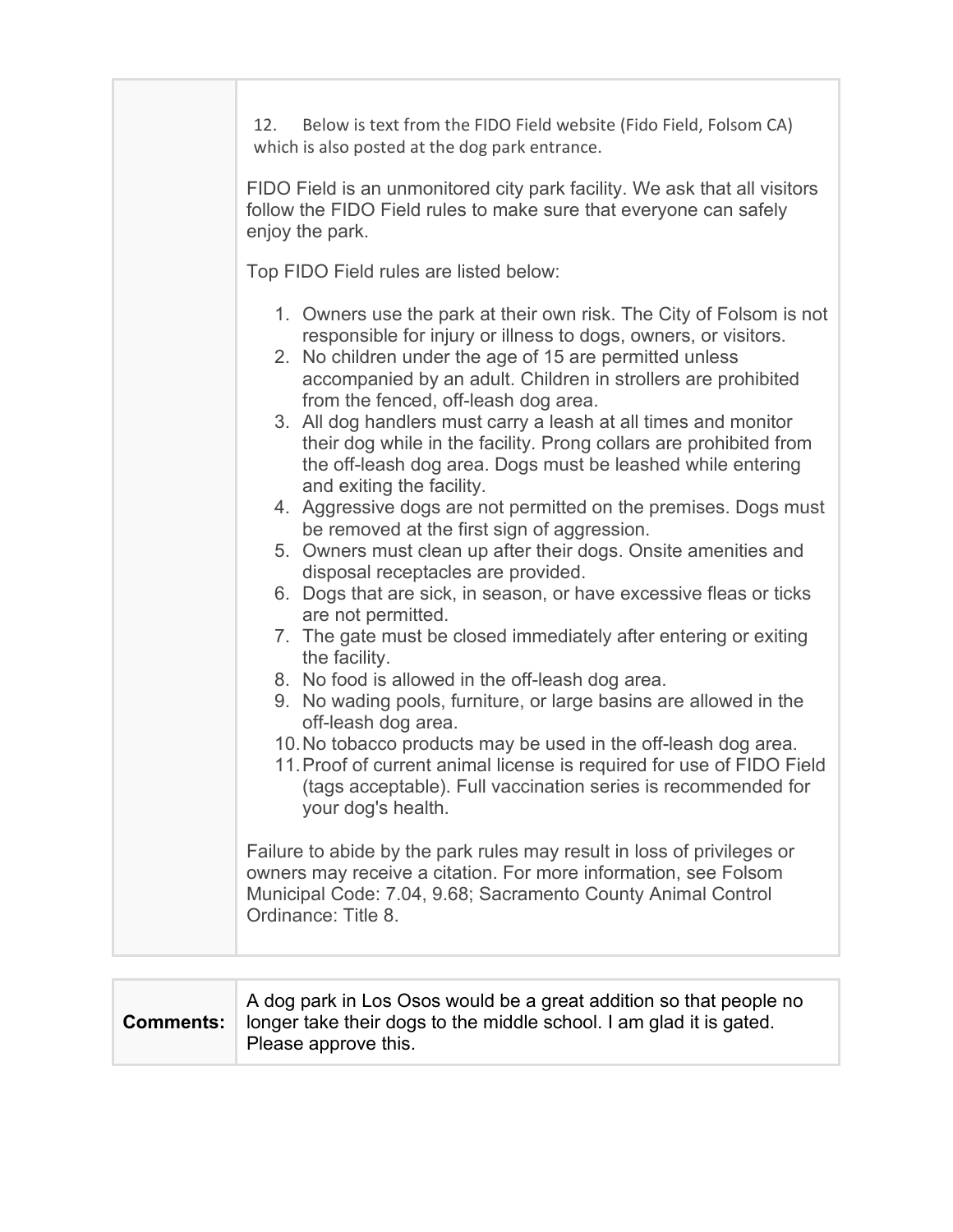| | |
|---|---|
| | 12. Below is text from the FIDO Field website (Fido Field, Folsom CA) which is also posted at the dog park entrance.<br><br>FIDO Field is an unmonitored city park facility. We ask that all visitors follow the FIDO Field rules to make sure that everyone can safely enjoy the park.<br><br>Top FIDO Field rules are listed below:<br><br>1. Owners use the park at their own risk. The City of Folsom is not responsible for injury or illness to dogs, owners, or visitors.<br>2. No children under the age of 15 are permitted unless accompanied by an adult. Children in strollers are prohibited from the fenced, off-leash dog area.<br>3. All dog handlers must carry a leash at all times and monitor their dog while in the facility. Prong collars are prohibited from the off-leash dog area. Dogs must be leashed while entering and exiting the facility.<br>4. Aggressive dogs are not permitted on the premises. Dogs must be removed at the first sign of aggression.<br>5. Owners must clean up after their dogs. Onsite amenities and disposal receptacles are provided.<br>6. Dogs that are sick, in season, or have excessive fleas or ticks are not permitted.<br>7. The gate must be closed immediately after entering or exiting the facility.<br>8. No food is allowed in the off-leash dog area.<br>9. No wading pools, furniture, or large basins are allowed in the off-leash dog area.<br>10. No tobacco products may be used in the off-leash dog area.<br>11. Proof of current animal license is required for use of FIDO Field (tags acceptable). Full vaccination series is recommended for your dog's health.<br><br>Failure to abide by the park rules may result in loss of privileges or owners may receive a citation. For more information, see Folsom Municipal Code: 7.04, 9.68; Sacramento County Animal Control Ordinance: Title 8. |

| | |
|---|---|
| **Comments:** | A dog park in Los Osos would be a great addition so that people no longer take their dogs to the middle school. I am glad it is gated. Please approve this. |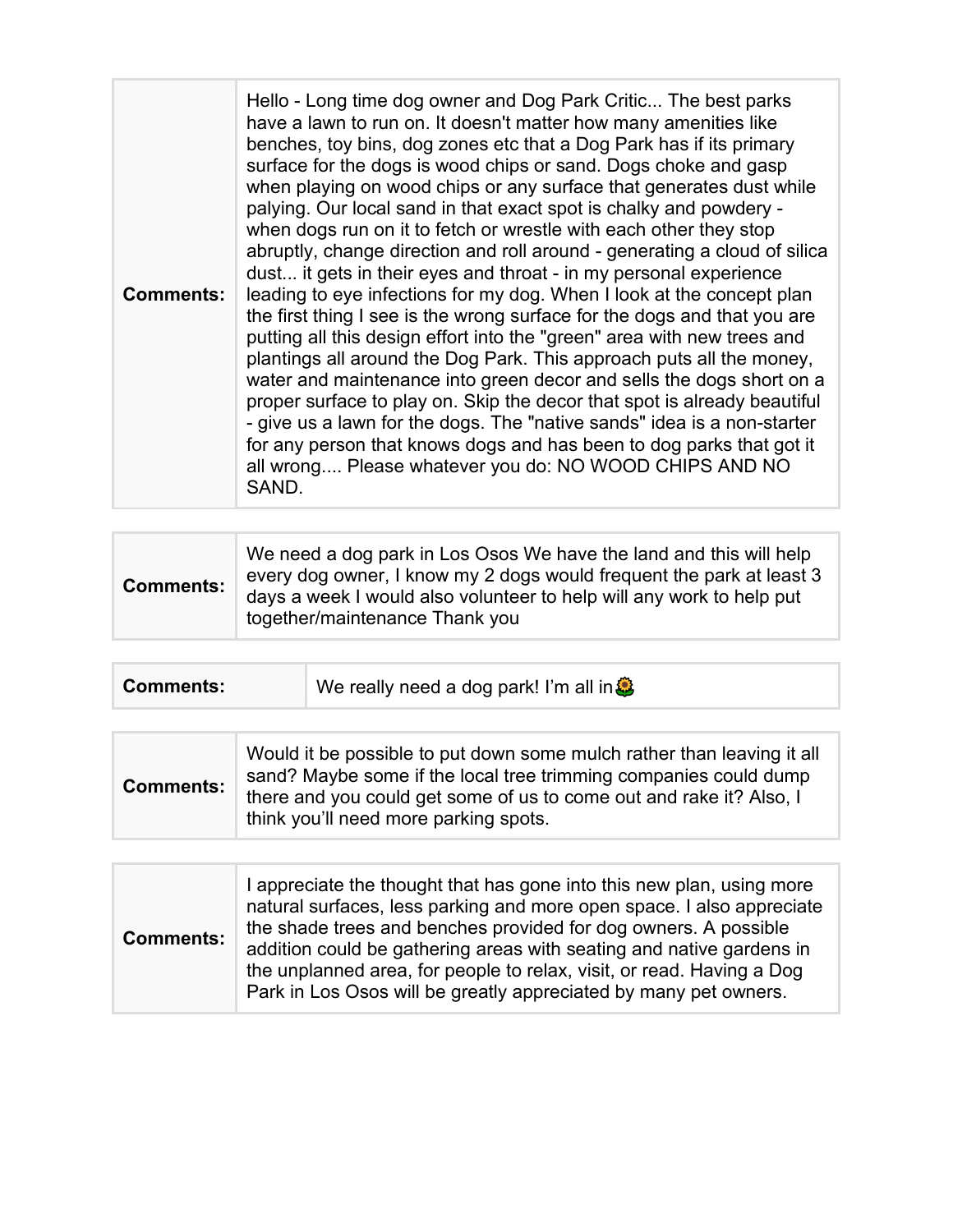| | |
|---|---|
| **Comments:** | Hello - Long time dog owner and Dog Park Critic... The best parks have a lawn to run on. It doesn't matter how many amenities like benches, toy bins, dog zones etc that a Dog Park has if its primary surface for the dogs is wood chips or sand. Dogs choke and gasp when playing on wood chips or any surface that generates dust while palying. Our local sand in that exact spot is chalky and powdery - when dogs run on it to fetch or wrestle with each other they stop abruptly, change direction and roll around - generating a cloud of silica dust... it gets in their eyes and throat - in my personal experience leading to eye infections for my dog. When I look at the concept plan the first thing I see is the wrong surface for the dogs and that you are putting all this design effort into the "green" area with new trees and plantings all around the Dog Park. This approach puts all the money, water and maintenance into green decor and sells the dogs short on a proper surface to play on. Skip the decor that spot is already beautiful - give us a lawn for the dogs. The "native sands" idea is a non-starter for any person that knows dogs and has been to dog parks that got it all wrong.... Please whatever you do: NO WOOD CHIPS AND NO SAND. |

| | |
|---|---|
| **Comments:** | We need a dog park in Los Osos We have the land and this will help every dog owner, I know my 2 dogs would frequent the park at least 3 days a week I would also volunteer to help will any work to help put together/maintenance Thank you |

| | |
|---|---|
| **Comments:** | We really need a dog park! I'm all in🌻 |

| | |
|---|---|
| **Comments:** | Would it be possible to put down some mulch rather than leaving it all sand? Maybe some if the local tree trimming companies could dump there and you could get some of us to come out and rake it? Also, I think you'll need more parking spots. |

| | |
|---|---|
| **Comments:** | I appreciate the thought that has gone into this new plan, using more natural surfaces, less parking and more open space. I also appreciate the shade trees and benches provided for dog owners. A possible addition could be gathering areas with seating and native gardens in the unplanned area, for people to relax, visit, or read. Having a Dog Park in Los Osos will be greatly appreciated by many pet owners. |